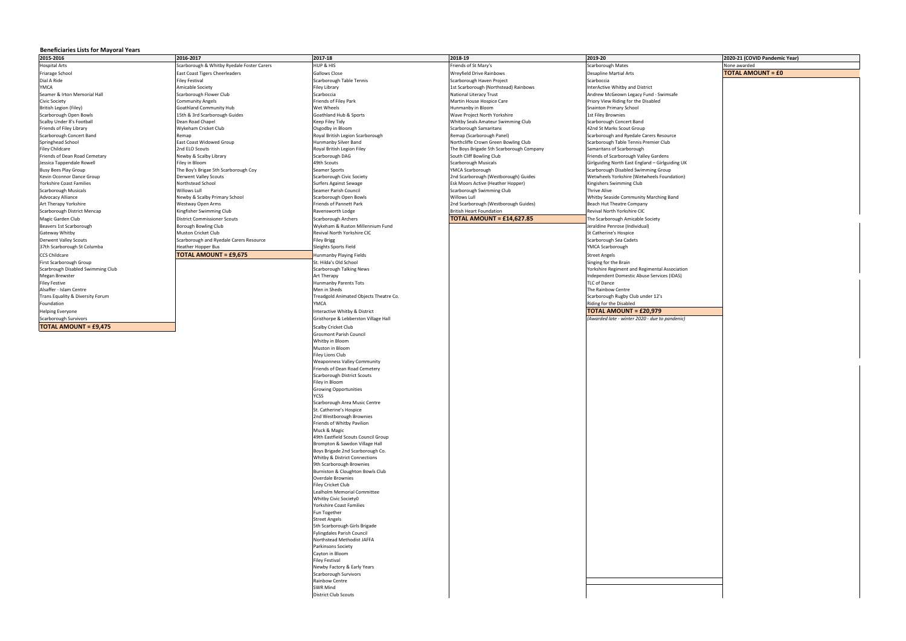**Beneficiaries Lists for Mayoral Years**

| 2015-2016 | 2016-2017 | 2017-18 | 2018-19 | 2019-20 | 2020-21 (COVID Pandemic Year) |
|---|---|---|---|---|---|
| Hospital Arts | Scarborough & Whitby Ryedale Foster Carers | HUP & HIS | Friends of St Mary's | Scarborough Mates | None awarded |
| Friarage School | East Coast Tigers Cheerleaders | Gallows Close | Wreyfield Drive Rainbows | Desapline Martial Arts | **TOTAL AMOUNT = £0** |
| Dial A Ride | Filey Festival | Scarborough Table Tennis | Scarborough Haven Project | Scarboccia | |
| YMCA | Amicable Society | Filey Library | 1st Scarborough (Northstead) Rainbows | InterActive Whitby and District | |
| Seamer & Irton Memorial Hall | Scarborough Flower Club | Scarboccia | National Literacy Trust | Andrew McGeown Legacy Fund - Swimsafe | |
| Civic Society | Community Angels | Friends of Filey Park | Martin House Hospice Care | Priory View Riding for the Disabled | |
| British Legion (Filey) | Goathland Community Hub | Wet Wheels | Hunmanby in Bloom | Snainton Primary School | |
| Scarborough Open Bowls | 15th & 3rd Scarborough Guides | Goathland Hub & Sports | Wave Project North Yorkshire | 1st Filey Brownies | |
| Scalby Under 8's Football | Dean Road Chapel | Keep Filey Tidy | Whitby Seals Amateur Swimming Club | Scarborough Concert Band | |
| Friends of Filey Library | Wykeham Cricket Club | Osgodby in Bloom | Scarborough Samaritans | 42nd St Marks Scout Group | |
| Scarborough Concert Band | Remap | Royal British Legion Scarborough | Remap (Scarborough Panel) | Scarborough and Ryedale Carers Resource | |
| Springhead School | East Coast Widowed Group | Hunmanby Silver Band | Northcliffe Crown Green Bowling Club | Scarborough Table Tennis Premier Club | |
| Filey Childcare | 2nd ELO Scouts | Royal British Legion Filey | The Boys Brigade 5th Scarborough Company | Samaritans of Scarborough | |
| Friends of Dean Road Cemetary | Newby & Scalby Library | Scarborough DAG | South Cliff Bowling Club | Friends of Scarborough Valley Gardens | |
| Jessica Tappendale Rowell | Filey in Bloom | 49th Scouts | Scarborough Musicals | Girlguiding North East England – Girlguiding UK | |
| Busy Bees Play Group | The Boy's Brigae 5th Scarborough Coy | Seamer Sports | YMCA Scarborough | Scarborough Disabled Swimming Group | |
| Kevin Oconnor Dance Group | Derwent Valley Scouts | Scarborough Civic Society | 2nd Scarborough (Westborough) Guides | Wetwheels Yorkshire (Wetwheels Foundation) | |
| Yorkshire Coast Families | Northstead School | Surfers Against Sewage | Esk Moors Active (Heather Hopper) | Kingishers Swimming Club | |
| Scarborough Musicals | Willows Lull | Seamer Parish Council | Scarborough Swimming Club | Thrive Alive | |
| Advocacy Alliance | Newby & Scalby Primary School | Scarborough Open Bowls | Willows Lull | Whitby Seaside Community Marching Band | |
| Art Therapy Yorkshire | Westway Open Arms | Friends of Pannett Park | 2nd Scarborough (Westborough Guides) | Beach Hut Theatre Company | |
| Scarborough District Mencap | Kingfisher Swimming Club | Ravensworth Lodge | British Heart Foundation | Revival North Yorkshire CIC | |
| Magic Garden Club | District Commissioner Scouts | Scarborough Archers | **TOTAL AMOUNT = £14,627.85** | The Scarborough Amicable Society | |
| Beavers 1st Scarborough | Borough Bowling Club | Wykeham & Ruston Millennium Fund | | Jeraldine Penrose (Individual) | |
| Gateway Whitby | Muston Cricket Club | Revival North Yorkshire CIC | | St Catherine's Hospice | |
| Derwent Valley Scouts | Scarborough and Ryedale Carers Resource | Filey Brigg | | Scarborough Sea Cadets | |
| 37th Scarborough St Columba | Heather Hopper Bus | Sleights Sports Field | | YMCA Scarborough | |
| CCS Childcare | **TOTAL AMOUNT = £9,675** | Hunmanby Playing Fields | | Street Angels | |
| First Scarborough Group | | St. Hilda's Old School | | Singing for the Brain | |
| Scarbrough Disabled Swimming Club | | Scarborough Talking News | | Yorkshire Regiment and Regimental Association | |
| Megan Brewster | | Art Therapy | | Independent Domestic Abuse Services (IDAS) | |
| Filey Festive | | Hunmanby Parents Tots | | TLC of Dance | |
| Alsaffer - Islam Centre | | Men in Sheds | | The Rainbow Centre | |
| Trans Equality & Diversity Forum | | Treadgold Animated Objects Theatre Co. | | Scarborough Rugby Club under 12's | |
| Foundation | | YMCA | | Riding for the Disabled | |
| Helping Everyone | | Interactive Whitby & District | | **TOTAL AMOUNT = £20,979** | |
| Scarborough Survivors | | Gristhorpe & Lebberston Village Hall | | *(Awarded late - winter 2020 - due to pandenic)* | |
| **TOTAL AMOUNT = £9,475** | | Scalby Cricket Club | | | |
| | | Grosmont Parish Council | | | |
| | | Whitby in Bloom | | | |
| | | Muston in Bloom | | | |
| | | Filey Lions Club | | | |
| | | Weaponness Valley Community | | | |
| | | Friends of Dean Road Cemetery | | | |
| | | Scarborough District Scouts | | | |
| | | Filey in Bloom | | | |
| | | Growing Opportunities | | | |
| | | YCSS | | | |
| | | Scarborough Area Music Centre | | | |
| | | St. Catherine's Hospice | | | |
| | | 2nd Westborough Brownies | | | |
| | | Friends of Whitby Pavilion | | | |
| | | Muck & Magic | | | |
| | | 49th Eastfield Scouts Council Group | | | |
| | | Brompton & Sawdon Village Hall | | | |
| | | Boys Brigade 2nd Scarborough Co. | | | |
| | | Whitby & District Connections | | | |
| | | 9th Scarborough Brownies | | | |
| | | Burniston & Cloughton Bowls Club | | | |
| | | Overdale Brownies | | | |
| | | Filey Cricket Club | | | |
| | | Lealholm Memorial Committee | | | |
| | | Whitby Civic Society0 | | | |
| | | Yorkshire Coast Families | | | |
| | | Fun Together | | | |
| | | Street Angels | | | |
| | | 5th Scarborough Girls Brigade | | | |
| | | Fylingdales Parish Council | | | |
| | | Northstead Methodist JAFFA | | | |
| | | Parkinsons Society | | | |
| | | Cayton in Bloom | | | |
| | | Filey Festival | | | |
| | | Newby Factory & Early Years | | | |
| | | Scarborough Survivors | | | |
| | | Rainbow Centre | | | |
| | | SWR Mind | | | |
| | | District Club Scouts | | | |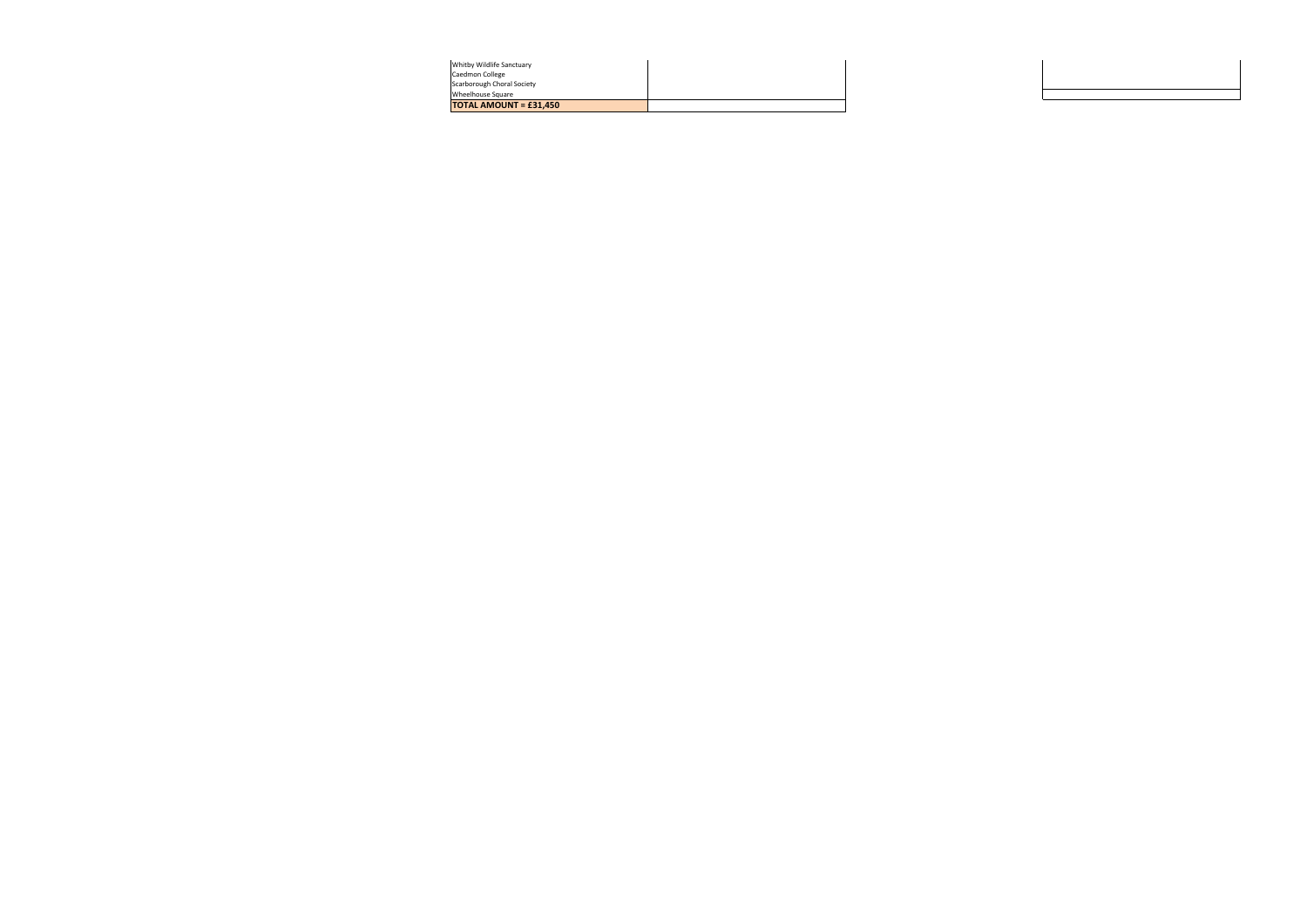| | |
|---|---|
| Whitby Wildlife Sanctuary<br>Caedmon College<br>Scarborough Choral Society<br>Wheelhouse Square | |
| **TOTAL AMOUNT = £31,450** | |